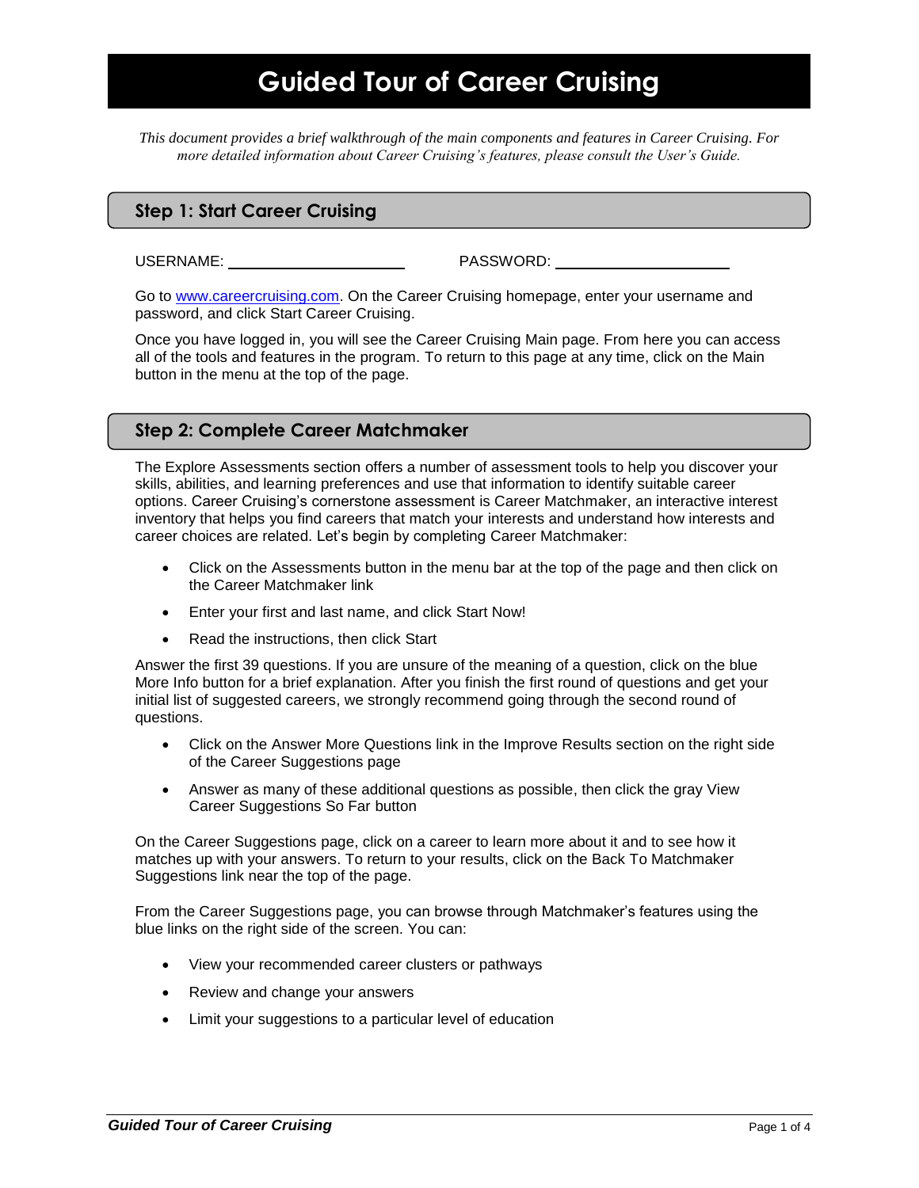# Guided Tour of Career Cruising

*This document provides a brief walkthrough of the main components and features in Career Cruising. For more detailed information about Career Cruising's features, please consult the User's Guide.*

## Step 1: Start Career Cruising

USERNAME: ____________________ PASSWORD: ____________________

Go to www.careercruising.com. On the Career Cruising homepage, enter your username and password, and click Start Career Cruising.

Once you have logged in, you will see the Career Cruising Main page. From here you can access all of the tools and features in the program. To return to this page at any time, click on the Main button in the menu at the top of the page.

## Step 2: Complete Career Matchmaker

The Explore Assessments section offers a number of assessment tools to help you discover your skills, abilities, and learning preferences and use that information to identify suitable career options. Career Cruising's cornerstone assessment is Career Matchmaker, an interactive interest inventory that helps you find careers that match your interests and understand how interests and career choices are related. Let's begin by completing Career Matchmaker:

- Click on the Assessments button in the menu bar at the top of the page and then click on the Career Matchmaker link
- Enter your first and last name, and click Start Now!
- Read the instructions, then click Start

Answer the first 39 questions. If you are unsure of the meaning of a question, click on the blue More Info button for a brief explanation. After you finish the first round of questions and get your initial list of suggested careers, we strongly recommend going through the second round of questions.

- Click on the Answer More Questions link in the Improve Results section on the right side of the Career Suggestions page
- Answer as many of these additional questions as possible, then click the gray View Career Suggestions So Far button

On the Career Suggestions page, click on a career to learn more about it and to see how it matches up with your answers. To return to your results, click on the Back To Matchmaker Suggestions link near the top of the page.

From the Career Suggestions page, you can browse through Matchmaker's features using the blue links on the right side of the screen. You can:

- View your recommended career clusters or pathways
- Review and change your answers
- Limit your suggestions to a particular level of education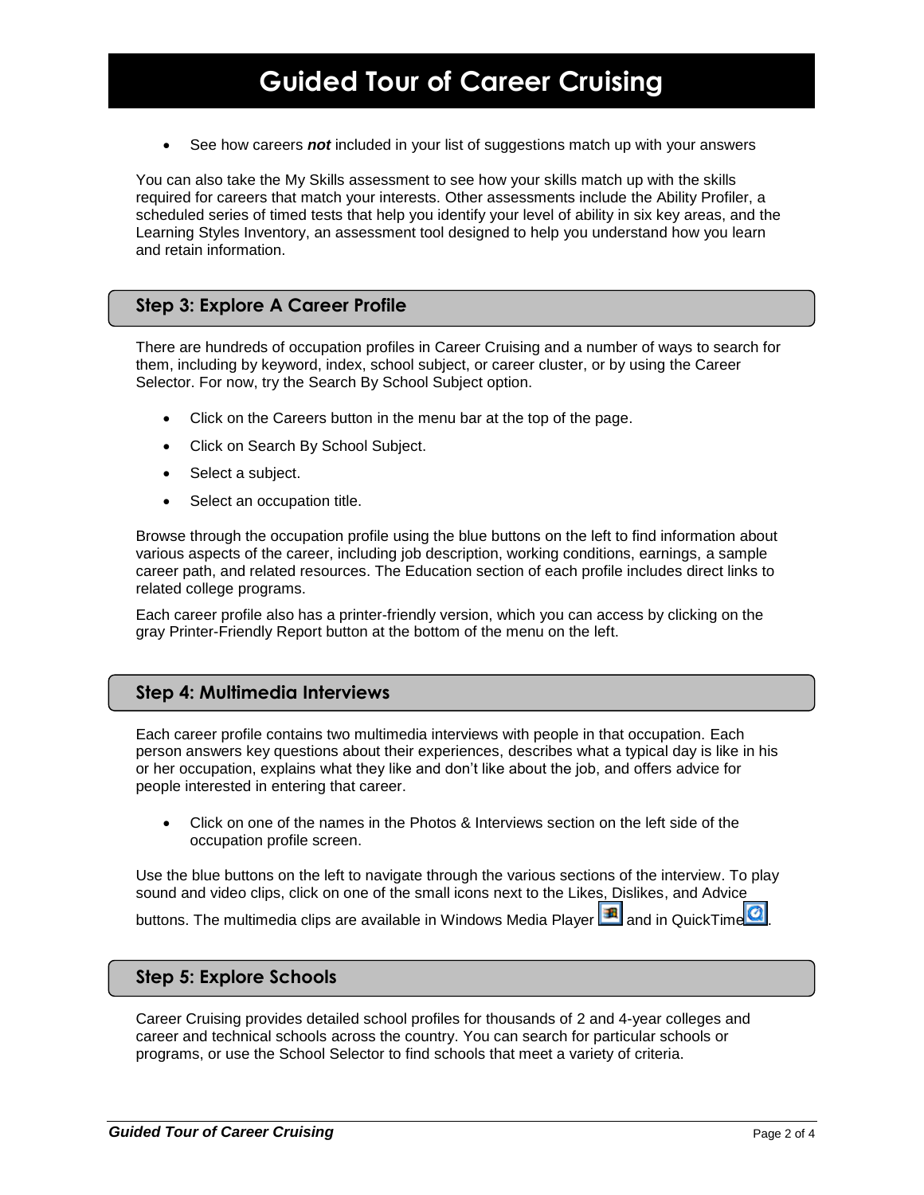- See how careers ***not*** included in your list of suggestions match up with your answers

You can also take the My Skills assessment to see how your skills match up with the skills required for careers that match your interests. Other assessments include the Ability Profiler, a scheduled series of timed tests that help you identify your level of ability in six key areas, and the Learning Styles Inventory, an assessment tool designed to help you understand how you learn and retain information.

## Step 3: Explore A Career Profile

There are hundreds of occupation profiles in Career Cruising and a number of ways to search for them, including by keyword, index, school subject, or career cluster, or by using the Career Selector. For now, try the Search By School Subject option.

- Click on the Careers button in the menu bar at the top of the page.
- Click on Search By School Subject.
- Select a subject.
- Select an occupation title.

Browse through the occupation profile using the blue buttons on the left to find information about various aspects of the career, including job description, working conditions, earnings, a sample career path, and related resources. The Education section of each profile includes direct links to related college programs.

Each career profile also has a printer-friendly version, which you can access by clicking on the gray Printer-Friendly Report button at the bottom of the menu on the left.

## Step 4: Multimedia Interviews

Each career profile contains two multimedia interviews with people in that occupation. Each person answers key questions about their experiences, describes what a typical day is like in his or her occupation, explains what they like and don't like about the job, and offers advice for people interested in entering that career.

- Click on one of the names in the Photos & Interviews section on the left side of the occupation profile screen.

Use the blue buttons on the left to navigate through the various sections of the interview. To play sound and video clips, click on one of the small icons next to the Likes, Dislikes, and Advice buttons. The multimedia clips are available in Windows Media Player and in QuickTime.

## Step 5: Explore Schools

Career Cruising provides detailed school profiles for thousands of 2 and 4-year colleges and career and technical schools across the country. You can search for particular schools or programs, or use the School Selector to find schools that meet a variety of criteria.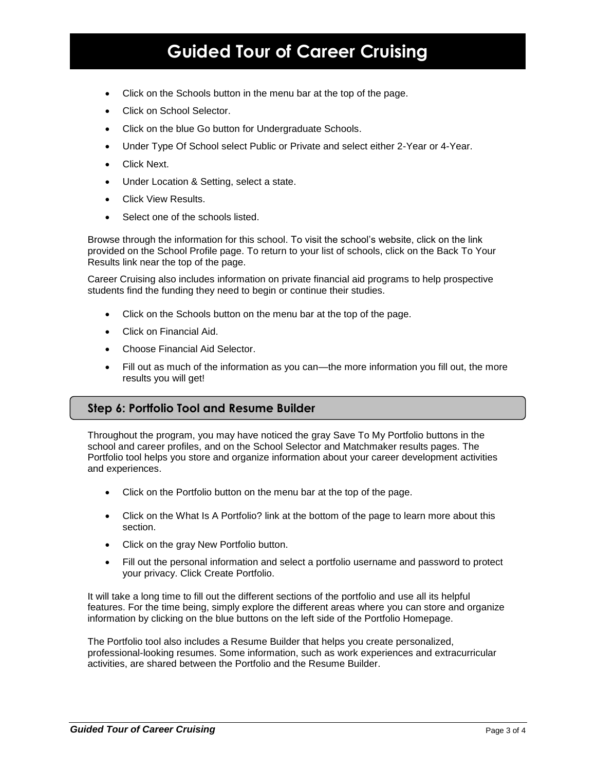- Click on the Schools button in the menu bar at the top of the page.
- Click on School Selector.
- Click on the blue Go button for Undergraduate Schools.
- Under Type Of School select Public or Private and select either 2-Year or 4-Year.
- Click Next.
- Under Location & Setting, select a state.
- Click View Results.
- Select one of the schools listed.

Browse through the information for this school. To visit the school's website, click on the link provided on the School Profile page. To return to your list of schools, click on the Back To Your Results link near the top of the page.

Career Cruising also includes information on private financial aid programs to help prospective students find the funding they need to begin or continue their studies.

- Click on the Schools button on the menu bar at the top of the page.
- Click on Financial Aid.
- Choose Financial Aid Selector.
- Fill out as much of the information as you can—the more information you fill out, the more results you will get!

## Step 6: Portfolio Tool and Resume Builder

Throughout the program, you may have noticed the gray Save To My Portfolio buttons in the school and career profiles, and on the School Selector and Matchmaker results pages. The Portfolio tool helps you store and organize information about your career development activities and experiences.

- Click on the Portfolio button on the menu bar at the top of the page.
- Click on the What Is A Portfolio? link at the bottom of the page to learn more about this section.
- Click on the gray New Portfolio button.
- Fill out the personal information and select a portfolio username and password to protect your privacy. Click Create Portfolio.

It will take a long time to fill out the different sections of the portfolio and use all its helpful features. For the time being, simply explore the different areas where you can store and organize information by clicking on the blue buttons on the left side of the Portfolio Homepage.

The Portfolio tool also includes a Resume Builder that helps you create personalized, professional-looking resumes. Some information, such as work experiences and extracurricular activities, are shared between the Portfolio and the Resume Builder.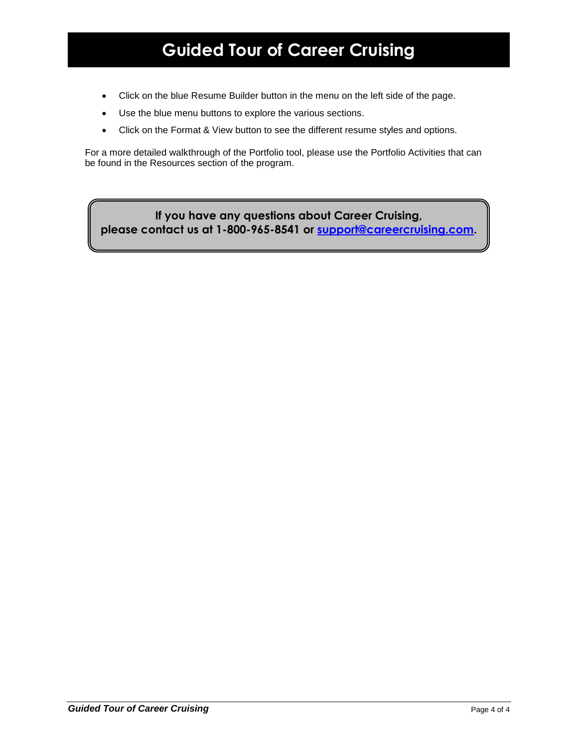# Guided Tour of Career Cruising

- Click on the blue Resume Builder button in the menu on the left side of the page.
- Use the blue menu buttons to explore the various sections.
- Click on the Format & View button to see the different resume styles and options.

For a more detailed walkthrough of the Portfolio tool, please use the Portfolio Activities that can be found in the Resources section of the program.

**If you have any questions about Career Cruising, please contact us at 1-800-965-8541 or [support@careercruising.com](mailto:support@careercruising.com).**